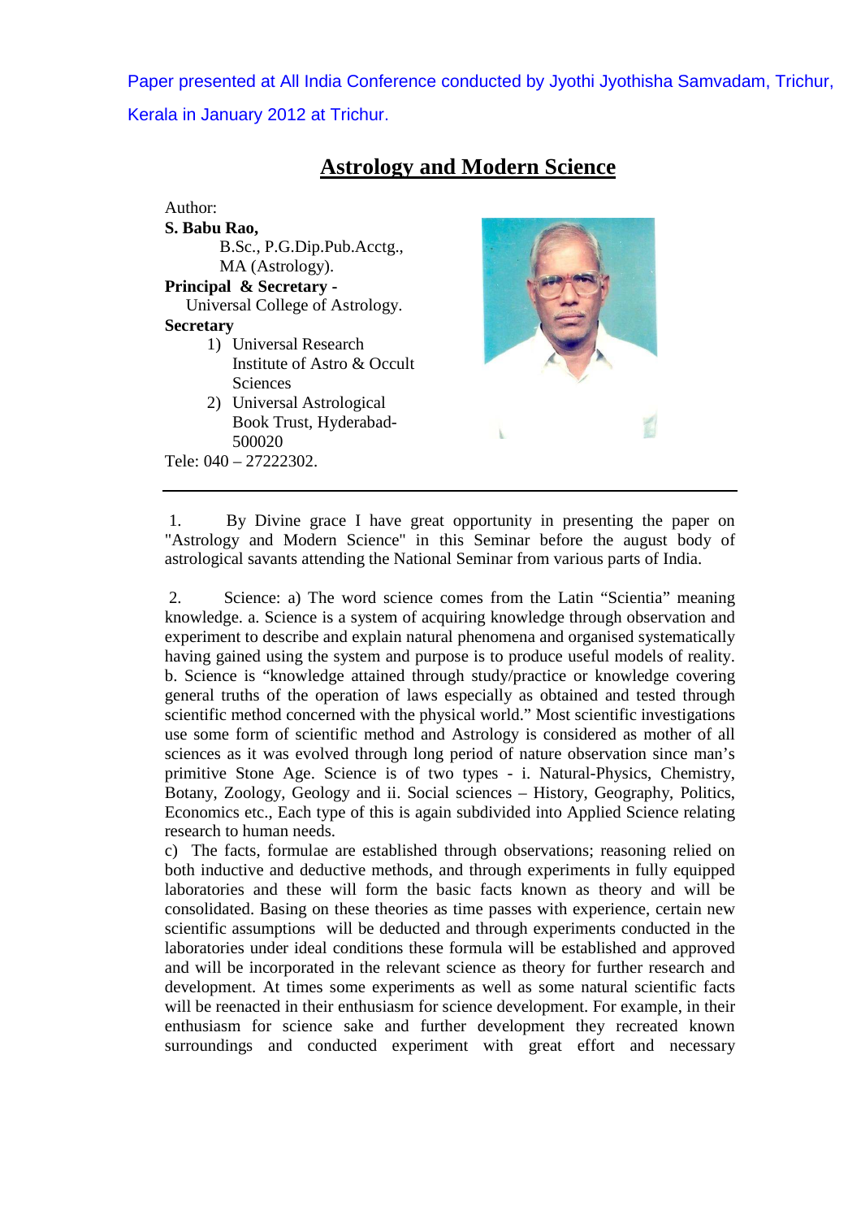Paper presented at All India Conference conducted by Jyothi Jyothisha Samvadam, Trichur, Kerala in January 2012 at Trichur.

# Astrology and Modern Science

Author:
**S. Babu Rao,**
B.Sc., P.G.Dip.Pub.Acctg.,
MA (Astrology).
**Principal & Secretary -**
Universal College of Astrology.
**Secretary**

1) Universal Research Institute of Astro & Occult Sciences
2) Universal Astrological Book Trust, Hyderabad-500020

Tele: 040 – 27222302.

---

1. By Divine grace I have great opportunity in presenting the paper on "Astrology and Modern Science" in this Seminar before the august body of astrological savants attending the National Seminar from various parts of India.

2. Science: a) The word science comes from the Latin "Scientia" meaning knowledge. a. Science is a system of acquiring knowledge through observation and experiment to describe and explain natural phenomena and organised systematically having gained using the system and purpose is to produce useful models of reality. b. Science is "knowledge attained through study/practice or knowledge covering general truths of the operation of laws especially as obtained and tested through scientific method concerned with the physical world." Most scientific investigations use some form of scientific method and Astrology is considered as mother of all sciences as it was evolved through long period of nature observation since man's primitive Stone Age. Science is of two types - i. Natural-Physics, Chemistry, Botany, Zoology, Geology and ii. Social sciences – History, Geography, Politics, Economics etc., Each type of this is again subdivided into Applied Science relating research to human needs.

c) The facts, formulae are established through observations; reasoning relied on both inductive and deductive methods, and through experiments in fully equipped laboratories and these will form the basic facts known as theory and will be consolidated. Basing on these theories as time passes with experience, certain new scientific assumptions will be deducted and through experiments conducted in the laboratories under ideal conditions these formula will be established and approved and will be incorporated in the relevant science as theory for further research and development. At times some experiments as well as some natural scientific facts will be reenacted in their enthusiasm for science development. For example, in their enthusiasm for science sake and further development they recreated known surroundings and conducted experiment with great effort and necessary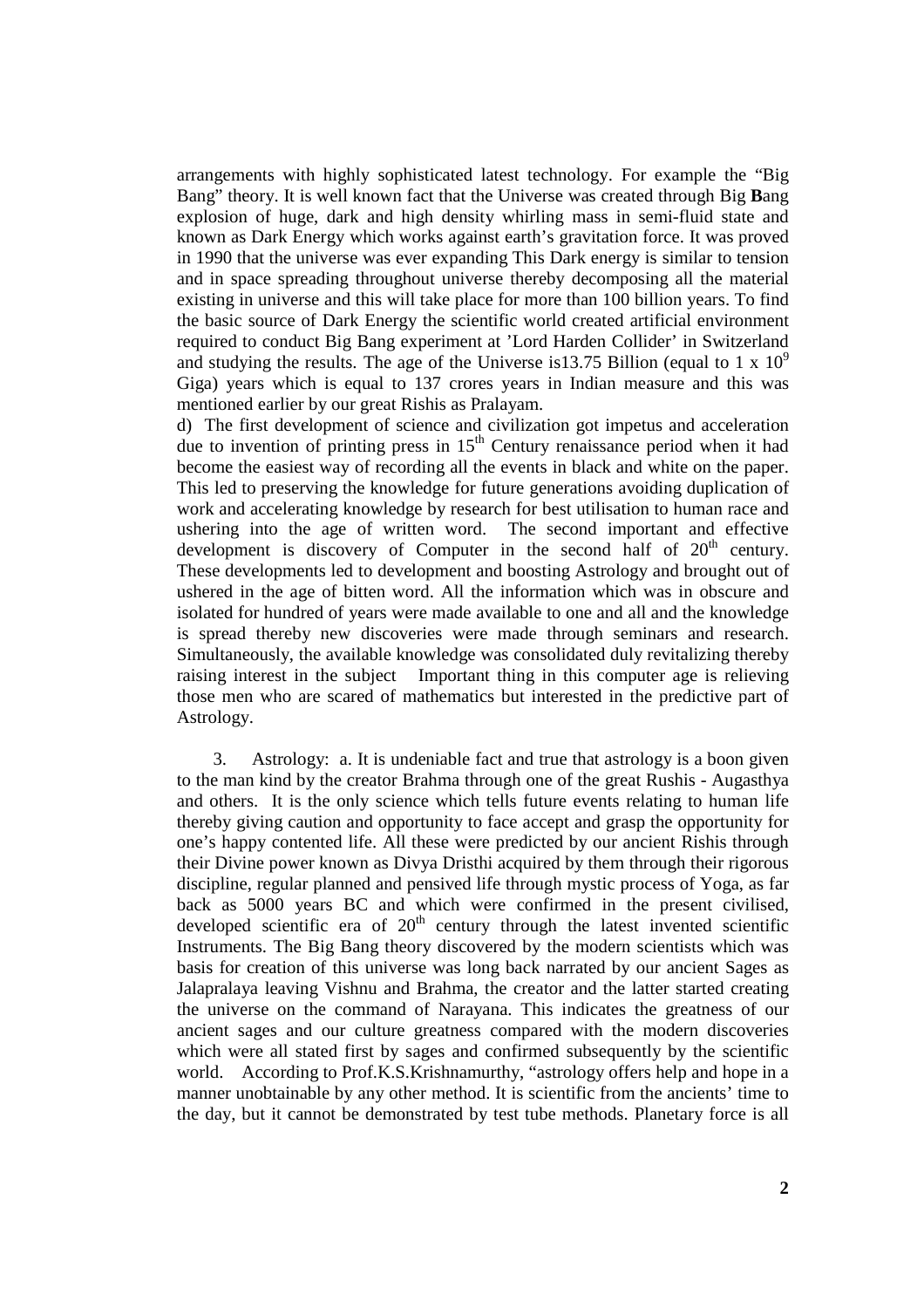arrangements with highly sophisticated latest technology. For example the "Big Bang" theory. It is well known fact that the Universe was created through Big **B**ang explosion of huge, dark and high density whirling mass in semi-fluid state and known as Dark Energy which works against earth's gravitation force. It was proved in 1990 that the universe was ever expanding This Dark energy is similar to tension and in space spreading throughout universe thereby decomposing all the material existing in universe and this will take place for more than 100 billion years. To find the basic source of Dark Energy the scientific world created artificial environment required to conduct Big Bang experiment at 'Lord Harden Collider' in Switzerland and studying the results. The age of the Universe is13.75 Billion (equal to 1 x $10^9$ Giga) years which is equal to 137 crores years in Indian measure and this was mentioned earlier by our great Rishis as Pralayam.

d) The first development of science and civilization got impetus and acceleration due to invention of printing press in 15th Century renaissance period when it had become the easiest way of recording all the events in black and white on the paper. This led to preserving the knowledge for future generations avoiding duplication of work and accelerating knowledge by research for best utilisation to human race and ushering into the age of written word. The second important and effective development is discovery of Computer in the second half of 20th century. These developments led to development and boosting Astrology and brought out of ushered in the age of bitten word. All the information which was in obscure and isolated for hundred of years were made available to one and all and the knowledge is spread thereby new discoveries were made through seminars and research. Simultaneously, the available knowledge was consolidated duly revitalizing thereby raising interest in the subject Important thing in this computer age is relieving those men who are scared of mathematics but interested in the predictive part of Astrology.

3. Astrology: a. It is undeniable fact and true that astrology is a boon given to the man kind by the creator Brahma through one of the great Rushis - Augasthya and others. It is the only science which tells future events relating to human life thereby giving caution and opportunity to face accept and grasp the opportunity for one's happy contented life. All these were predicted by our ancient Rishis through their Divine power known as Divya Dristhi acquired by them through their rigorous discipline, regular planned and pensived life through mystic process of Yoga, as far back as 5000 years BC and which were confirmed in the present civilised, developed scientific era of 20th century through the latest invented scientific Instruments. The Big Bang theory discovered by the modern scientists which was basis for creation of this universe was long back narrated by our ancient Sages as Jalapralaya leaving Vishnu and Brahma, the creator and the latter started creating the universe on the command of Narayana. This indicates the greatness of our ancient sages and our culture greatness compared with the modern discoveries which were all stated first by sages and confirmed subsequently by the scientific world. According to Prof.K.S.Krishnamurthy, "astrology offers help and hope in a manner unobtainable by any other method. It is scientific from the ancients' time to the day, but it cannot be demonstrated by test tube methods. Planetary force is all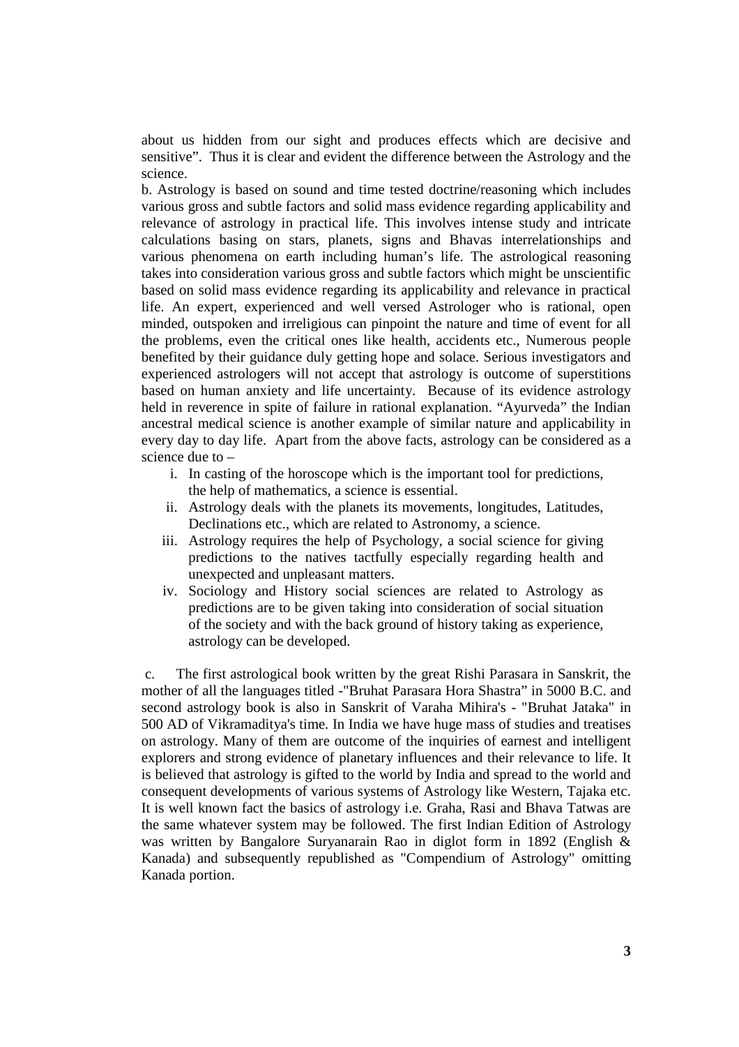about us hidden from our sight and produces effects which are decisive and sensitive". Thus it is clear and evident the difference between the Astrology and the science.

b. Astrology is based on sound and time tested doctrine/reasoning which includes various gross and subtle factors and solid mass evidence regarding applicability and relevance of astrology in practical life. This involves intense study and intricate calculations basing on stars, planets, signs and Bhavas interrelationships and various phenomena on earth including human's life. The astrological reasoning takes into consideration various gross and subtle factors which might be unscientific based on solid mass evidence regarding its applicability and relevance in practical life. An expert, experienced and well versed Astrologer who is rational, open minded, outspoken and irreligious can pinpoint the nature and time of event for all the problems, even the critical ones like health, accidents etc., Numerous people benefited by their guidance duly getting hope and solace. Serious investigators and experienced astrologers will not accept that astrology is outcome of superstitions based on human anxiety and life uncertainty. Because of its evidence astrology held in reverence in spite of failure in rational explanation. "Ayurveda" the Indian ancestral medical science is another example of similar nature and applicability in every day to day life. Apart from the above facts, astrology can be considered as a science due to –

i. In casting of the horoscope which is the important tool for predictions, the help of mathematics, a science is essential.
ii. Astrology deals with the planets its movements, longitudes, Latitudes, Declinations etc., which are related to Astronomy, a science.
iii. Astrology requires the help of Psychology, a social science for giving predictions to the natives tactfully especially regarding health and unexpected and unpleasant matters.
iv. Sociology and History social sciences are related to Astrology as predictions are to be given taking into consideration of social situation of the society and with the back ground of history taking as experience, astrology can be developed.

c. The first astrological book written by the great Rishi Parasara in Sanskrit, the mother of all the languages titled -"Bruhat Parasara Hora Shastra" in 5000 B.C. and second astrology book is also in Sanskrit of Varaha Mihira's - "Bruhat Jataka" in 500 AD of Vikramaditya's time. In India we have huge mass of studies and treatises on astrology. Many of them are outcome of the inquiries of earnest and intelligent explorers and strong evidence of planetary influences and their relevance to life. It is believed that astrology is gifted to the world by India and spread to the world and consequent developments of various systems of Astrology like Western, Tajaka etc. It is well known fact the basics of astrology i.e. Graha, Rasi and Bhava Tatwas are the same whatever system may be followed. The first Indian Edition of Astrology was written by Bangalore Suryanarain Rao in diglot form in 1892 (English & Kanada) and subsequently republished as "Compendium of Astrology" omitting Kanada portion.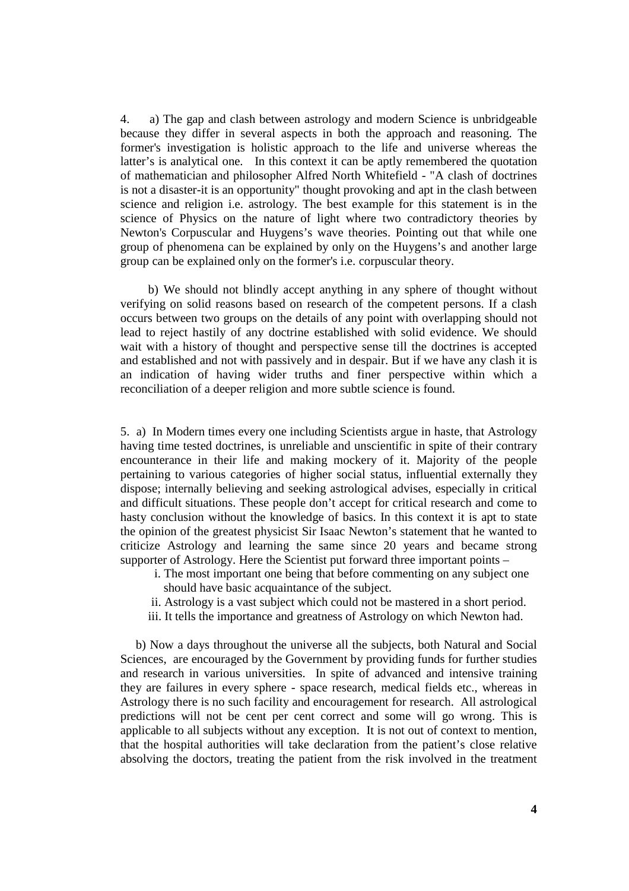4. a) The gap and clash between astrology and modern Science is unbridgeable because they differ in several aspects in both the approach and reasoning. The former's investigation is holistic approach to the life and universe whereas the latter's is analytical one. In this context it can be aptly remembered the quotation of mathematician and philosopher Alfred North Whitefield - "A clash of doctrines is not a disaster-it is an opportunity" thought provoking and apt in the clash between science and religion i.e. astrology. The best example for this statement is in the science of Physics on the nature of light where two contradictory theories by Newton's Corpuscular and Huygens's wave theories. Pointing out that while one group of phenomena can be explained by only on the Huygens's and another large group can be explained only on the former's i.e. corpuscular theory.

b) We should not blindly accept anything in any sphere of thought without verifying on solid reasons based on research of the competent persons. If a clash occurs between two groups on the details of any point with overlapping should not lead to reject hastily of any doctrine established with solid evidence. We should wait with a history of thought and perspective sense till the doctrines is accepted and established and not with passively and in despair. But if we have any clash it is an indication of having wider truths and finer perspective within which a reconciliation of a deeper religion and more subtle science is found.

5. a) In Modern times every one including Scientists argue in haste, that Astrology having time tested doctrines, is unreliable and unscientific in spite of their contrary encounterance in their life and making mockery of it. Majority of the people pertaining to various categories of higher social status, influential externally they dispose; internally believing and seeking astrological advises, especially in critical and difficult situations. These people don't accept for critical research and come to hasty conclusion without the knowledge of basics. In this context it is apt to state the opinion of the greatest physicist Sir Isaac Newton's statement that he wanted to criticize Astrology and learning the same since 20 years and became strong supporter of Astrology. Here the Scientist put forward three important points –

i. The most important one being that before commenting on any subject one should have basic acquaintance of the subject.
ii. Astrology is a vast subject which could not be mastered in a short period.
iii. It tells the importance and greatness of Astrology on which Newton had.

b) Now a days throughout the universe all the subjects, both Natural and Social Sciences, are encouraged by the Government by providing funds for further studies and research in various universities. In spite of advanced and intensive training they are failures in every sphere - space research, medical fields etc., whereas in Astrology there is no such facility and encouragement for research. All astrological predictions will not be cent per cent correct and some will go wrong. This is applicable to all subjects without any exception. It is not out of context to mention, that the hospital authorities will take declaration from the patient's close relative absolving the doctors, treating the patient from the risk involved in the treatment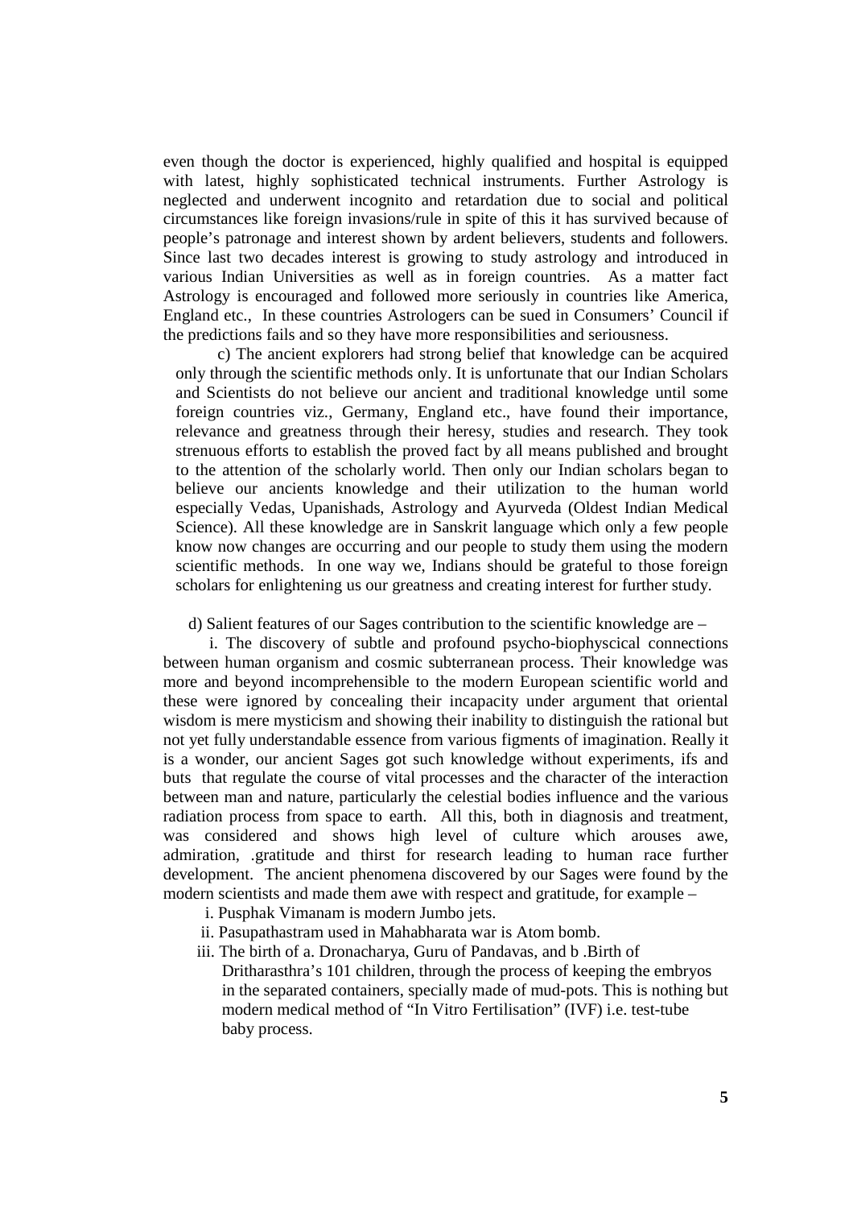even though the doctor is experienced, highly qualified and hospital is equipped with latest, highly sophisticated technical instruments. Further Astrology is neglected and underwent incognito and retardation due to social and political circumstances like foreign invasions/rule in spite of this it has survived because of people's patronage and interest shown by ardent believers, students and followers. Since last two decades interest is growing to study astrology and introduced in various Indian Universities as well as in foreign countries. As a matter fact Astrology is encouraged and followed more seriously in countries like America, England etc., In these countries Astrologers can be sued in Consumers' Council if the predictions fails and so they have more responsibilities and seriousness.

c) The ancient explorers had strong belief that knowledge can be acquired only through the scientific methods only. It is unfortunate that our Indian Scholars and Scientists do not believe our ancient and traditional knowledge until some foreign countries viz., Germany, England etc., have found their importance, relevance and greatness through their heresy, studies and research. They took strenuous efforts to establish the proved fact by all means published and brought to the attention of the scholarly world. Then only our Indian scholars began to believe our ancients knowledge and their utilization to the human world especially Vedas, Upanishads, Astrology and Ayurveda (Oldest Indian Medical Science). All these knowledge are in Sanskrit language which only a few people know now changes are occurring and our people to study them using the modern scientific methods. In one way we, Indians should be grateful to those foreign scholars for enlightening us our greatness and creating interest for further study.

d) Salient features of our Sages contribution to the scientific knowledge are –

i. The discovery of subtle and profound psycho-biophyscical connections between human organism and cosmic subterranean process. Their knowledge was more and beyond incomprehensible to the modern European scientific world and these were ignored by concealing their incapacity under argument that oriental wisdom is mere mysticism and showing their inability to distinguish the rational but not yet fully understandable essence from various figments of imagination. Really it is a wonder, our ancient Sages got such knowledge without experiments, ifs and buts that regulate the course of vital processes and the character of the interaction between man and nature, particularly the celestial bodies influence and the various radiation process from space to earth. All this, both in diagnosis and treatment, was considered and shows high level of culture which arouses awe, admiration, .gratitude and thirst for research leading to human race further development. The ancient phenomena discovered by our Sages were found by the modern scientists and made them awe with respect and gratitude, for example –

i. Pusphak Vimanam is modern Jumbo jets.

ii. Pasupathastram used in Mahabharata war is Atom bomb.

iii. The birth of a. Dronacharya, Guru of Pandavas, and b .Birth of Dritharasthra's 101 children, through the process of keeping the embryos in the separated containers, specially made of mud-pots. This is nothing but modern medical method of "In Vitro Fertilisation" (IVF) i.e. test-tube baby process.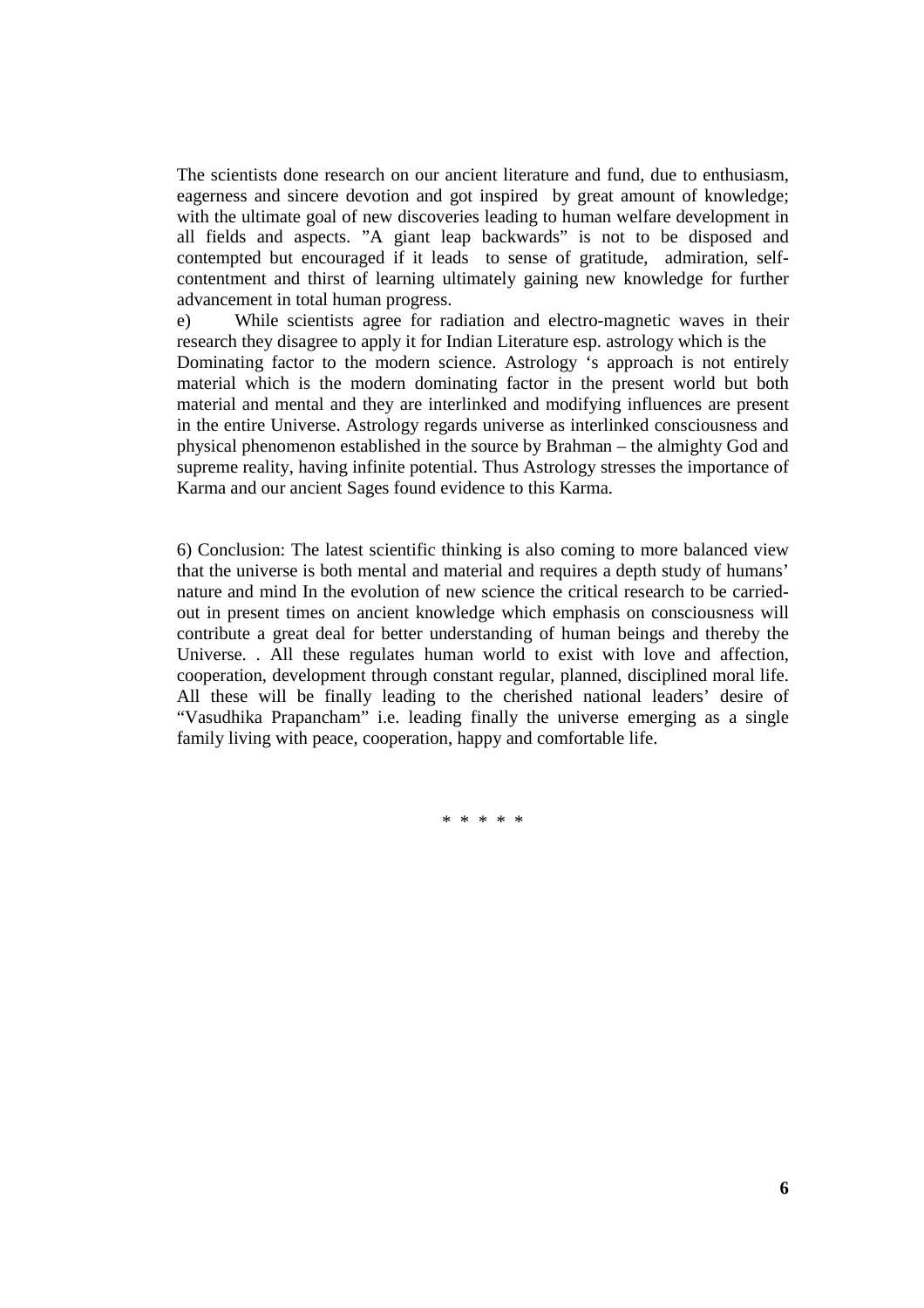The scientists done research on our ancient literature and fund, due to enthusiasm, eagerness and sincere devotion and got inspired by great amount of knowledge; with the ultimate goal of new discoveries leading to human welfare development in all fields and aspects. "A giant leap backwards" is not to be disposed and contempted but encouraged if it leads to sense of gratitude, admiration, self-contentment and thirst of learning ultimately gaining new knowledge for further advancement in total human progress.

e) While scientists agree for radiation and electro-magnetic waves in their research they disagree to apply it for Indian Literature esp. astrology which is the Dominating factor to the modern science. Astrology 's approach is not entirely material which is the modern dominating factor in the present world but both material and mental and they are interlinked and modifying influences are present in the entire Universe. Astrology regards universe as interlinked consciousness and physical phenomenon established in the source by Brahman – the almighty God and supreme reality, having infinite potential. Thus Astrology stresses the importance of Karma and our ancient Sages found evidence to this Karma.

6) Conclusion: The latest scientific thinking is also coming to more balanced view that the universe is both mental and material and requires a depth study of humans' nature and mind In the evolution of new science the critical research to be carried-out in present times on ancient knowledge which emphasis on consciousness will contribute a great deal for better understanding of human beings and thereby the Universe. . All these regulates human world to exist with love and affection, cooperation, development through constant regular, planned, disciplined moral life. All these will be finally leading to the cherished national leaders' desire of "Vasudhika Prapancham" i.e. leading finally the universe emerging as a single family living with peace, cooperation, happy and comfortable life.

\* \* \* \* \*